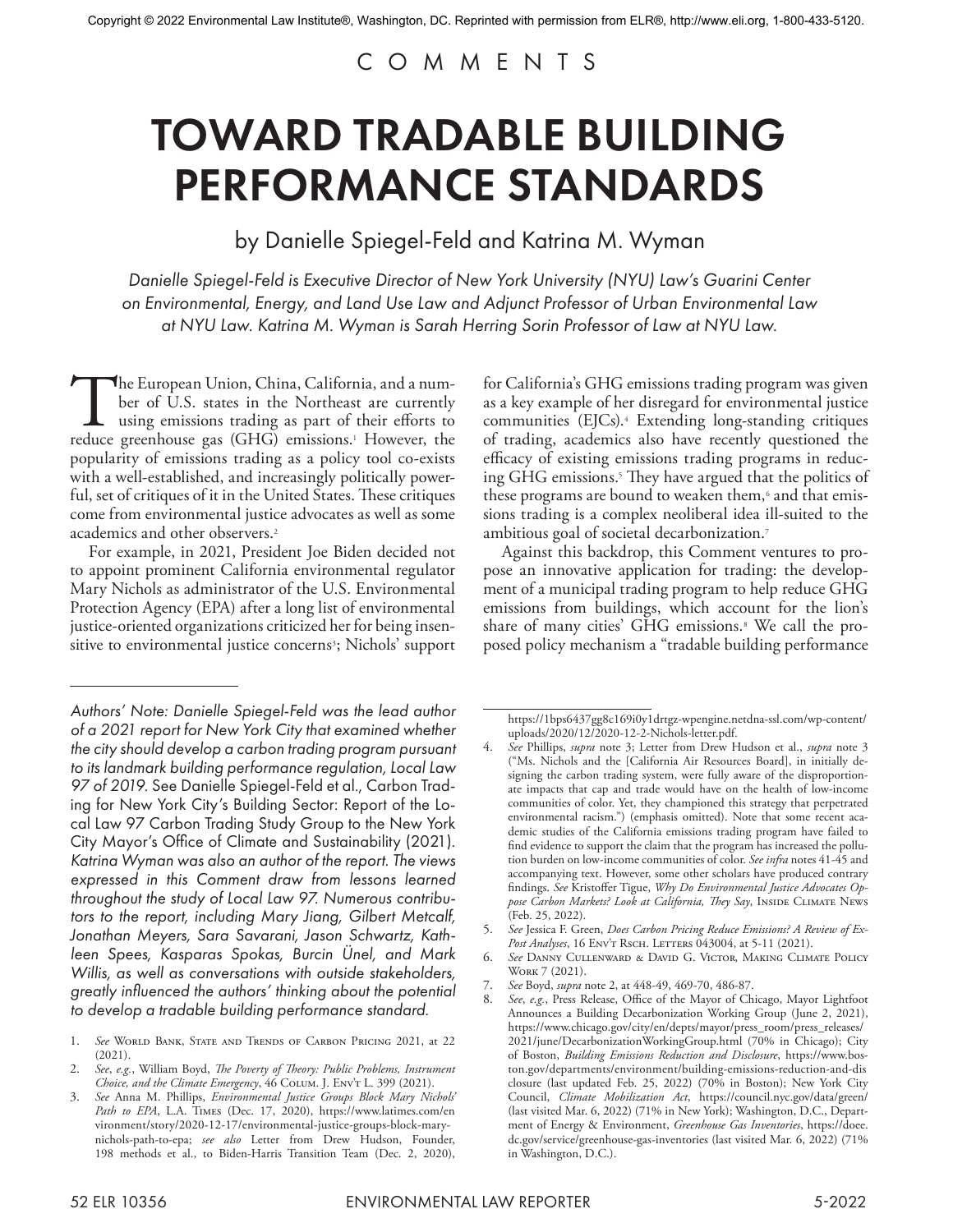Copyright © 2022 Environmental Law Institute®, Washington, DC. Reprinted with permission from ELR®, http://www.eli.org, 1-800-433-5120.

COMMENTS

# TOWARD TRADABLE BUILDING PERFORMANCE STANDARDS

by Danielle Spiegel-Feld and Katrina M. Wyman

*Danielle Spiegel-Feld is Executive Director of New York University (NYU) Law's Guarini Center on Environmental, Energy, and Land Use Law and Adjunct Professor of Urban Environmental Law at NYU Law. Katrina M. Wyman is Sarah Herring Sorin Professor of Law at NYU Law.*

The European Union, China, California, and a number of U.S. states in the Northeast are currently using emissions trading as part of their efforts to reduce greenhouse gas (GHG) emissions.[1] However, the popularity of emissions trading as a policy tool co-exists with a well-established, and increasingly politically powerful, set of critiques of it in the United States. These critiques come from environmental justice advocates as well as some academics and other observers.[2]

For example, in 2021, President Joe Biden decided not to appoint prominent California environmental regulator Mary Nichols as administrator of the U.S. Environmental Protection Agency (EPA) after a long list of environmental justice-oriented organizations criticized her for being insensitive to environmental justice concerns[3]; Nichols' support for California's GHG emissions trading program was given as a key example of her disregard for environmental justice communities (EJCs).[4] Extending long-standing critiques of trading, academics also have recently questioned the efficacy of existing emissions trading programs in reducing GHG emissions.[5] They have argued that the politics of these programs are bound to weaken them,[6] and that emissions trading is a complex neoliberal idea ill-suited to the ambitious goal of societal decarbonization.[7]

Against this backdrop, this Comment ventures to propose an innovative application for trading: the development of a municipal trading program to help reduce GHG emissions from buildings, which account for the lion's share of many cities' GHG emissions.[8] We call the proposed policy mechanism a "tradable building performance

*Authors' Note: Danielle Spiegel-Feld was the lead author of a 2021 report for New York City that examined whether the city should develop a carbon trading program pursuant to its landmark building performance regulation, Local Law 97 of 2019.* See *Danielle Spiegel-Feld et al., Carbon Trading for New York City's Building Sector: Report of the Local Law 97 Carbon Trading Study Group to the New York City Mayor's Office of Climate and Sustainability (2021). Katrina Wyman was also an author of the report. The views expressed in this Comment draw from lessons learned throughout the study of Local Law 97. Numerous contributors to the report, including Mary Jiang, Gilbert Metcalf, Jonathan Meyers, Sara Savarani, Jason Schwartz, Kathleen Spees, Kasparas Spokas, Burcin Ünel, and Mark Willis, as well as conversations with outside stakeholders, greatly influenced the authors' thinking about the potential to develop a tradable building performance standard.*

1. *See* World Bank, State and Trends of Carbon Pricing 2021, at 22 (2021).
2. *See, e.g.*, William Boyd, *The Poverty of Theory: Public Problems, Instrument Choice, and the Climate Emergency*, 46 Colum. J. Env't L. 399 (2021).
3. *See* Anna M. Phillips, *Environmental Justice Groups Block Mary Nichols' Path to EPA*, L.A. Times (Dec. 17, 2020), https://www.latimes.com/environment/story/2020-12-17/environmental-justice-groups-block-mary-nichols-path-to-epa; *see also* Letter from Drew Hudson, Founder, 198 methods et al., to Biden-Harris Transition Team (Dec. 2, 2020), https://1bps6437gg8c169i0y1drtgz-wpengine.netdna-ssl.com/wp-content/uploads/2020/12/2020-12-2-Nichols-letter.pdf.
4. *See* Phillips, *supra* note 3; Letter from Drew Hudson et al., *supra* note 3 ("Ms. Nichols and the [California Air Resources Board], in initially designing the carbon trading system, were fully aware of the disproportionate impacts that cap and trade would have on the health of low-income communities of color. Yet, they championed this strategy that perpetrated environmental racism.") (emphasis omitted). Note that some recent academic studies of the California emissions trading program have failed to find evidence to support the claim that the program has increased the pollution burden on low-income communities of color. *See infra* notes 41-45 and accompanying text. However, some other scholars have produced contrary findings. *See* Kristoffer Tigue, *Why Do Environmental Justice Advocates Oppose Carbon Markets? Look at California, They Say*, Inside Climate News (Feb. 25, 2022).
5. *See* Jessica F. Green, *Does Carbon Pricing Reduce Emissions? A Review of Ex-Post Analyses*, 16 Env't Rsch. Letters 043004, at 5-11 (2021).
6. *See* Danny Cullenward & David G. Victor, Making Climate Policy Work 7 (2021).
7. *See* Boyd, *supra* note 2, at 448-49, 469-70, 486-87.
8. *See, e.g.*, Press Release, Office of the Mayor of Chicago, Mayor Lightfoot Announces a Building Decarbonization Working Group (June 2, 2021), https://www.chicago.gov/city/en/depts/mayor/press_room/press_releases/2021/june/DecarbonizationWorkingGroup.html (70% in Chicago); City of Boston, *Building Emissions Reduction and Disclosure*, https://www.boston.gov/departments/environment/building-emissions-reduction-and-disclosure (last updated Feb. 25, 2022) (70% in Boston); New York City Council, *Climate Mobilization Act*, https://council.nyc.gov/data/green/ (last visited Mar. 6, 2022) (71% in New York); Washington, D.C., Department of Energy & Environment, *Greenhouse Gas Inventories*, https://doee.dc.gov/service/greenhouse-gas-inventories (last visited Mar. 6, 2022) (71% in Washington, D.C.).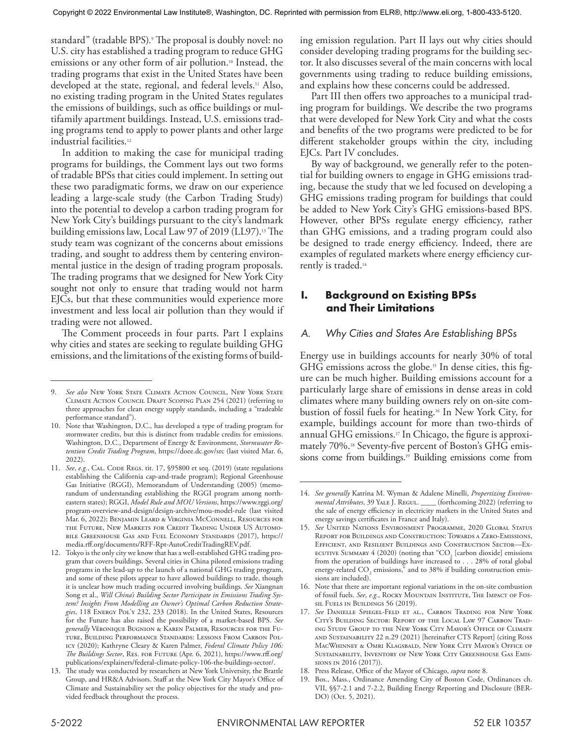standard" (tradable BPS).[9] The proposal is doubly novel: no U.S. city has established a trading program to reduce GHG emissions or any other form of air pollution.[10] Instead, the trading programs that exist in the United States have been developed at the state, regional, and federal levels.[11] Also, no existing trading program in the United States regulates the emissions of buildings, such as office buildings or multifamily apartment buildings. Instead, U.S. emissions trading programs tend to apply to power plants and other large industrial facilities.[12]

In addition to making the case for municipal trading programs for buildings, the Comment lays out two forms of tradable BPSs that cities could implement. In setting out these two paradigmatic forms, we draw on our experience leading a large-scale study (the Carbon Trading Study) into the potential to develop a carbon trading program for New York City's buildings pursuant to the city's landmark building emissions law, Local Law 97 of 2019 (LL97).[13] The study team was cognizant of the concerns about emissions trading, and sought to address them by centering environmental justice in the design of trading program proposals. The trading programs that we designed for New York City sought not only to ensure that trading would not harm EJCs, but that these communities would experience more investment and less local air pollution than they would if trading were not allowed.

The Comment proceeds in four parts. Part I explains why cities and states are seeking to regulate building GHG emissions, and the limitations of the existing forms of building emission regulation. Part II lays out why cities should consider developing trading programs for the building sector. It also discusses several of the main concerns with local governments using trading to reduce building emissions, and explains how these concerns could be addressed.

Part III then offers two approaches to a municipal trading program for buildings. We describe the two programs that were developed for New York City and what the costs and benefits of the two programs were predicted to be for different stakeholder groups within the city, including EJCs. Part IV concludes.

By way of background, we generally refer to the potential for building owners to engage in GHG emissions trading, because the study that we led focused on developing a GHG emissions trading program for buildings that could be added to New York City's GHG emissions-based BPS. However, other BPSs regulate energy efficiency, rather than GHG emissions, and a trading program could also be designed to trade energy efficiency. Indeed, there are examples of regulated markets where energy efficiency currently is traded.[14]

## I. Background on Existing BPSs and Their Limitations

### *A. Why Cities and States Are Establishing BPSs*

Energy use in buildings accounts for nearly 30% of total GHG emissions across the globe.[15] In dense cities, this figure can be much higher. Building emissions account for a particularly large share of emissions in dense areas in cold climates where many building owners rely on on-site combustion of fossil fuels for heating.[16] In New York City, for example, buildings account for more than two-thirds of annual GHG emissions.[17] In Chicago, the figure is approximately 70%.[18] Seventy-five percent of Boston's GHG emissions come from buildings.[19] Building emissions come from

---

9. *See also* New York State Climate Action Council, New York State Climate Action Council Draft Scoping Plan 254 (2021) (referring to three approaches for clean energy supply standards, including a "tradeable performance standard").

10. Note that Washington, D.C., has developed a type of trading program for stormwater credits, but this is distinct from tradable credits for emissions. Washington, D.C., Department of Energy & Environment, *Stormwater Retention Credit Trading Program*, https://doee.dc.gov/src (last visited Mar. 6, 2022).

11. *See*, *e.g.*, Cal. Code Regs. tit. 17, §95800 et seq. (2019) (state regulations establishing the California cap-and-trade program); Regional Greenhouse Gas Initiative (RGGI), Memorandum of Understanding (2005) (memorandum of understanding establishing the RGGI program among northeastern states); RGGI, *Model Rule and MOU Versions*, https://www.rggi.org/program-overview-and-design/design-archive/mou-model-rule (last visited Mar. 6, 2022); Benjamin Leard & Virginia McConnell, Resources for the Future, New Markets for Credit Trading Under US Automobile Greenhouse Gas and Fuel Economy Standards (2017), https://media.rff.org/documents/RFF-Rpt-AutoCreditTradingREV.pdf.

12. Tokyo is the only city we know that has a well-established GHG trading program that covers buildings. Several cities in China piloted emissions trading programs in the lead-up to the launch of a national GHG trading program, and some of these pilots appear to have allowed buildings to trade, though it is unclear how much trading occurred involving buildings. *See* Xiangnan Song et al., *Will China's Building Sector Participate in Emissions Trading System? Insights From Modelling an Owner's Optimal Carbon Reduction Strategies*, 118 Energy Pol'y 232, 233 (2018). In the United States, Resources for the Future has also raised the possibility of a market-based BPS. *See generally* Véronique Bugnion & Karen Palmer, Resources for the Future, Building Performance Standards: Lessons From Carbon Policy (2020); Kathryne Cleary & Karen Palmer, *Federal Climate Policy 106: The Buildings Sector*, Res. for Future (Apr. 6, 2021), https://www.rff.org/publications/explainers/federal-climate-policy-106-the-buildings-sector/.

13. The study was conducted by researchers at New York University, the Brattle Group, and HR&A Advisors. Staff at the New York City Mayor's Office of Climate and Sustainability set the policy objectives for the study and provided feedback throughout the process.

14. *See generally* Katrina M. Wyman & Adalene Minelli, *Propertizing Environmental Attributes*, 39 Yale J. Regul. \_\_\_\_ (forthcoming 2022) (referring to the sale of energy efficiency in electricity markets in the United States and energy savings certificates in France and Italy).

15. *See* United Nations Environment Programme, 2020 Global Status Report for Buildings and Construction: Towards a Zero-Emissions, Efficient, and Resilient Buildings and Construction Sector—Executive Summary 4 (2020) (noting that "$CO_2$ [carbon dioxide] emissions from the operation of buildings have increased to . . . 28% of total global energy-related $CO_2$ emissions," and to 38% if building construction emissions are included).

16. Note that there are important regional variations in the on-site combustion of fossil fuels. *See*, *e.g.*, Rocky Mountain Institute, The Impact of Fossil Fuels in Buildings 56 (2019).

17. *See* Danielle Spiegel-Feld et al., Carbon Trading for New York City's Building Sector: Report of the Local Law 97 Carbon Trading Study Group to the New York City Mayor's Office of Climate and Sustainability 22 n.29 (2021) [hereinafter CTS Report] (citing Ross MacWhinney & Omri Klagsbald, New York City Mayor's Office of Sustainability, Inventory of New York City Greenhouse Gas Emissions in 2016 (2017)).

18. Press Release, Office of the Mayor of Chicago, *supra* note 8.

19. Bos., Mass., Ordinance Amending City of Boston Code, Ordinances ch. VII, §§7-2.1 and 7-2.2, Building Energy Reporting and Disclosure (BERDO) (Oct. 5, 2021).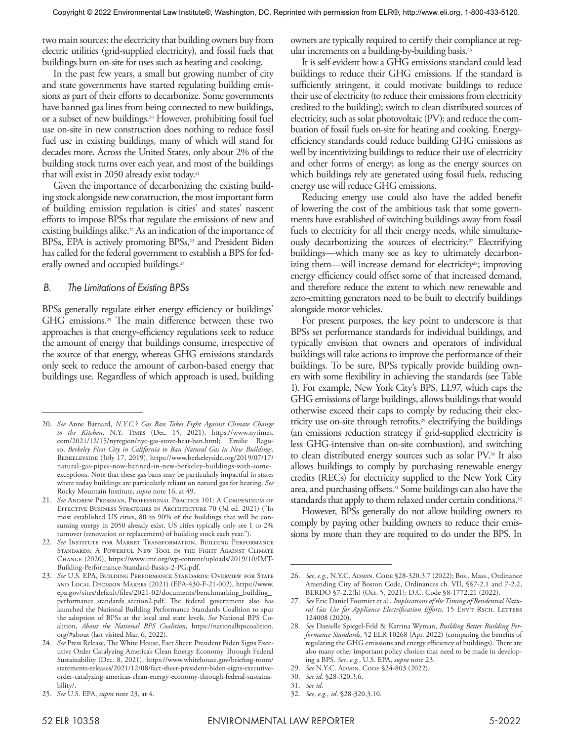two main sources: the electricity that building owners buy from electric utilities (grid-supplied electricity), and fossil fuels that buildings burn on-site for uses such as heating and cooking.

In the past few years, a small but growing number of city and state governments have started regulating building emissions as part of their efforts to decarbonize. Some governments have banned gas lines from being connected to new buildings, or a subset of new buildings.[20] However, prohibiting fossil fuel use on-site in new construction does nothing to reduce fossil fuel use in existing buildings, many of which will stand for decades more. Across the United States, only about 2% of the building stock turns over each year, and most of the buildings that will exist in 2050 already exist today.[21]

Given the importance of decarbonizing the existing building stock alongside new construction, the most important form of building emission regulation is cities' and states' nascent efforts to impose BPSs that regulate the emissions of new and existing buildings alike.[22] As an indication of the importance of BPSs, EPA is actively promoting BPSs,[23] and President Biden has called for the federal government to establish a BPS for federally owned and occupied buildings.[24]

### B. The Limitations of Existing BPSs

BPSs generally regulate either energy efficiency or buildings' GHG emissions.[25] The main difference between these two approaches is that energy-efficiency regulations seek to reduce the amount of energy that buildings consume, irrespective of the source of that energy, whereas GHG emissions standards only seek to reduce the amount of carbon-based energy that buildings use. Regardless of which approach is used, building owners are typically required to certify their compliance at regular increments on a building-by-building basis.[26]

It is self-evident how a GHG emissions standard could lead buildings to reduce their GHG emissions. If the standard is sufficiently stringent, it could motivate buildings to reduce their use of electricity (to reduce their emissions from electricity credited to the building); switch to clean distributed sources of electricity, such as solar photovoltaic (PV); and reduce the combustion of fossil fuels on-site for heating and cooking. Energy-efficiency standards could reduce building GHG emissions as well by incentivizing buildings to reduce their use of electricity and other forms of energy; as long as the energy sources on which buildings rely are generated using fossil fuels, reducing energy use will reduce GHG emissions.

Reducing energy use could also have the added benefit of lowering the cost of the ambitious task that some governments have established of switching buildings away from fossil fuels to electricity for all their energy needs, while simultaneously decarbonizing the sources of electricity.[27] Electrifying buildings—which many see as key to ultimately decarbonizing them—will increase demand for electricity[28]; improving energy efficiency could offset some of that increased demand, and therefore reduce the extent to which new renewable and zero-emitting generators need to be built to electrify buildings alongside motor vehicles.

For present purposes, the key point to underscore is that BPSs set performance standards for individual buildings, and typically envision that owners and operators of individual buildings will take actions to improve the performance of their buildings. To be sure, BPSs typically provide building owners with some flexibility in achieving the standards (see Table 1). For example, New York City's BPS, LL97, which caps the GHG emissions of large buildings, allows buildings that would otherwise exceed their caps to comply by reducing their electricity use on-site through retrofits,[29] electrifying the buildings (an emissions reduction strategy if grid-supplied electricity is less GHG-intensive than on-site combustion), and switching to clean distributed energy sources such as solar PV.[30] It also allows buildings to comply by purchasing renewable energy credits (RECs) for electricity supplied to the New York City area, and purchasing offsets.[31] Some buildings can also have the standards that apply to them relaxed under certain conditions.[32]

However, BPSs generally do not allow building owners to comply by paying other building owners to reduce their emissions by more than they are required to do under the BPS. In

---

20. *See* Anne Barnard, *N.Y.C.'s Gas Ban Takes Fight Against Climate Change to the Kitchen*, N.Y. Times (Dec. 15, 2021), https://www.nytimes.com/2021/12/15/nyregion/nyc-gas-stove-heat-ban.html; Emilie Raguso, *Berkeley First City in California to Ban Natural Gas in New Buildings*, Berkeleyside (July 17, 2019), https://www.berkeleyside.org/2019/07/17/natural-gas-pipes-now-banned-in-new-berkeley-buildings-with-some-exceptions. Note that these gas bans may be particularly impactful in states where today buildings are particularly reliant on natural gas for heating. *See* Rocky Mountain Institute, *supra* note 16, at 49.
21. *See* Andrew Pressman, Professional Practice 101: A Compendium of Effective Business Strategies in Architecture 70 (3d ed. 2021) ("In most established US cities, 80 to 90% of the buildings that will be consuming energy in 2050 already exist. US cities typically only see 1 to 2% turnover (renovation or replacement) of building stock each year.").
22. *See* Institute for Market Transformation, Building Performance Standards: A Powerful New Tool in the Fight Against Climate Change (2020), https://www.imt.org/wp-content/uploads/2019/10/IMT-Building-Performance-Standard-Basics-2-PG.pdf.
23. *See* U.S. EPA, Building Performance Standards: Overview for State and Local Decision Makers (2021) (EPA-430-F-21-002), https://www.epa.gov/sites/default/files/2021-02/documents/benchmarking_building_performance_standards_section2.pdf. The federal government also has launched the National Building Performance Standards Coalition to spur the adoption of BPSs at the local and state levels. *See* National BPS Coalition, *About the National BPS Coalition*, https://nationalbpscoalition.org/#about (last visited Mar. 6, 2022).
24. *See* Press Release, The White House, Fact Sheet: President Biden Signs Executive Order Catalyzing America's Clean Energy Economy Through Federal Sustainability (Dec. 8, 2021), https://www.whitehouse.gov/briefing-room/statements-releases/2021/12/08/fact-sheet-president-biden-signs-executive-order-catalyzing-americas-clean-energy-economy-through-federal-sustainability/.
25. *See* U.S. EPA, *supra* note 23, at 4.
26. *See, e.g.*, N.Y.C. Admin. Code §28-320.3.7 (2022); Bos., Mass., Ordinance Amending City of Boston Code, Ordinances ch. VII, §§7-2.1 and 7-2.2, BERDO §7-2.2(h) (Oct. 5, 2021); D.C. Code §8-1772.21 (2022).
27. *See* Eric Daniel Fournier et al., *Implications of the Timing of Residential Natural Gas Use for Appliance Electrification Efforts*, 15 Env't Rsch. Letters 124008 (2020).
28. *See* Danielle Spiegel-Feld & Katrina Wyman, *Building Better Building Performance Standards*, 52 ELR 10268 (Apr. 2022) (comparing the benefits of regulating the GHG emissions and energy efficiency of buildings). There are also many other important policy choices that need to be made in developing a BPS. *See, e.g.*, U.S. EPA, *supra* note 23.
29. *See* N.Y.C. Admin. Code §24-803 (2022).
30. *See id.* §28-320.3.6.
31. *See id.*
32. *See, e.g.*, *id.* §28-320.3.10.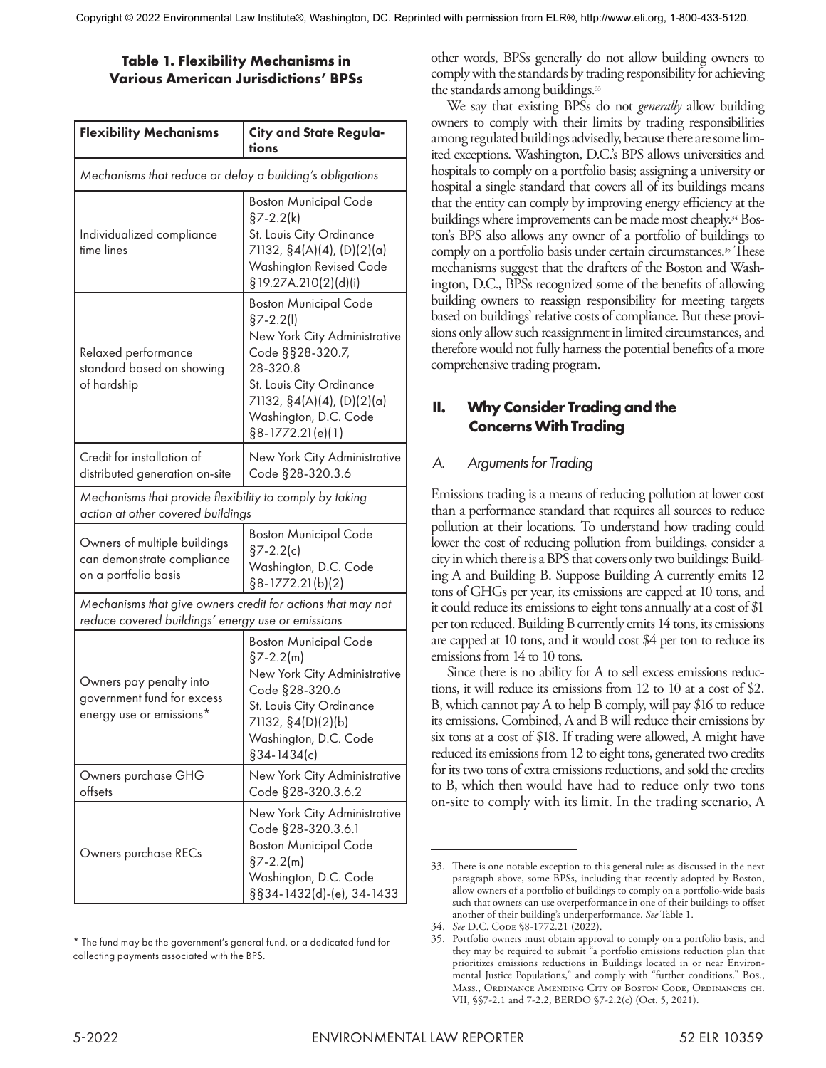**Table 1. Flexibility Mechanisms in Various American Jurisdictions' BPSs**

| Flexibility Mechanisms | City and State Regulations |
|---|---|
| *Mechanisms that reduce or delay a building's obligations* | |
| Individualized compliance time lines | Boston Municipal Code §7-2.2(k)<br>St. Louis City Ordinance 71132, §4(A)(4), (D)(2)(a)<br>Washington Revised Code §19.27A.210(2)(d)(i) |
| Relaxed performance standard based on showing of hardship | Boston Municipal Code §7-2.2(l)<br>New York City Administrative Code §§28-320.7, 28-320.8<br>St. Louis City Ordinance 71132, §4(A)(4), (D)(2)(a)<br>Washington, D.C. Code §8-1772.21(e)(1) |
| Credit for installation of distributed generation on-site | New York City Administrative Code §28-320.3.6 |
| *Mechanisms that provide flexibility to comply by taking action at other covered buildings* | |
| Owners of multiple buildings can demonstrate compliance on a portfolio basis | Boston Municipal Code §7-2.2(c)<br>Washington, D.C. Code §8-1772.21(b)(2) |
| *Mechanisms that give owners credit for actions that may not reduce covered buildings' energy use or emissions* | |
| Owners pay penalty into government fund for excess energy use or emissions* | Boston Municipal Code §7-2.2(m)<br>New York City Administrative Code §28-320.6<br>St. Louis City Ordinance 71132, §4(D)(2)(b)<br>Washington, D.C. Code §34-1434(c) |
| Owners purchase GHG offsets | New York City Administrative Code §28-320.3.6.2 |
| Owners purchase RECs | New York City Administrative Code §28-320.3.6.1<br>Boston Municipal Code §7-2.2(m)<br>Washington, D.C. Code §§34-1432(d)-(e), 34-1433 |

\* The fund may be the government's general fund, or a dedicated fund for collecting payments associated with the BPS.

other words, BPSs generally do not allow building owners to comply with the standards by trading responsibility for achieving the standards among buildings.[33]

We say that existing BPSs do not *generally* allow building owners to comply with their limits by trading responsibilities among regulated buildings advisedly, because there are some limited exceptions. Washington, D.C.'s BPS allows universities and hospitals to comply on a portfolio basis; assigning a university or hospital a single standard that covers all of its buildings means that the entity can comply by improving energy efficiency at the buildings where improvements can be made most cheaply.[34] Boston's BPS also allows any owner of a portfolio of buildings to comply on a portfolio basis under certain circumstances.[35] These mechanisms suggest that the drafters of the Boston and Washington, D.C., BPSs recognized some of the benefits of allowing building owners to reassign responsibility for meeting targets based on buildings' relative costs of compliance. But these provisions only allow such reassignment in limited circumstances, and therefore would not fully harness the potential benefits of a more comprehensive trading program.

## II. Why Consider Trading and the Concerns With Trading

### *A. Arguments for Trading*

Emissions trading is a means of reducing pollution at lower cost than a performance standard that requires all sources to reduce pollution at their locations. To understand how trading could lower the cost of reducing pollution from buildings, consider a city in which there is a BPS that covers only two buildings: Building A and Building B. Suppose Building A currently emits 12 tons of GHGs per year, its emissions are capped at 10 tons, and it could reduce its emissions to eight tons annually at a cost of $1 per ton reduced. Building B currently emits 14 tons, its emissions are capped at 10 tons, and it would cost $4 per ton to reduce its emissions from 14 to 10 tons.

Since there is no ability for A to sell excess emissions reductions, it will reduce its emissions from 12 to 10 at a cost of $2. B, which cannot pay A to help B comply, will pay $16 to reduce its emissions. Combined, A and B will reduce their emissions by six tons at a cost of $18. If trading were allowed, A might have reduced its emissions from 12 to eight tons, generated two credits for its two tons of extra emissions reductions, and sold the credits to B, which then would have had to reduce only two tons on-site to comply with its limit. In the trading scenario, A

---

33. There is one notable exception to this general rule: as discussed in the next paragraph above, some BPSs, including that recently adopted by Boston, allow owners of a portfolio of buildings to comply on a portfolio-wide basis such that owners can use overperformance in one of their buildings to offset another of their building's underperformance. *See* Table 1.

34. *See* D.C. Code §8-1772.21 (2022).

35. Portfolio owners must obtain approval to comply on a portfolio basis, and they may be required to submit "a portfolio emissions reduction plan that prioritizes emissions reductions in Buildings located in or near Environmental Justice Populations," and comply with "further conditions." Bos., Mass., Ordinance Amending City of Boston Code, Ordinances ch. VII, §§7-2.1 and 7-2.2, BERDO §7-2.2(c) (Oct. 5, 2021).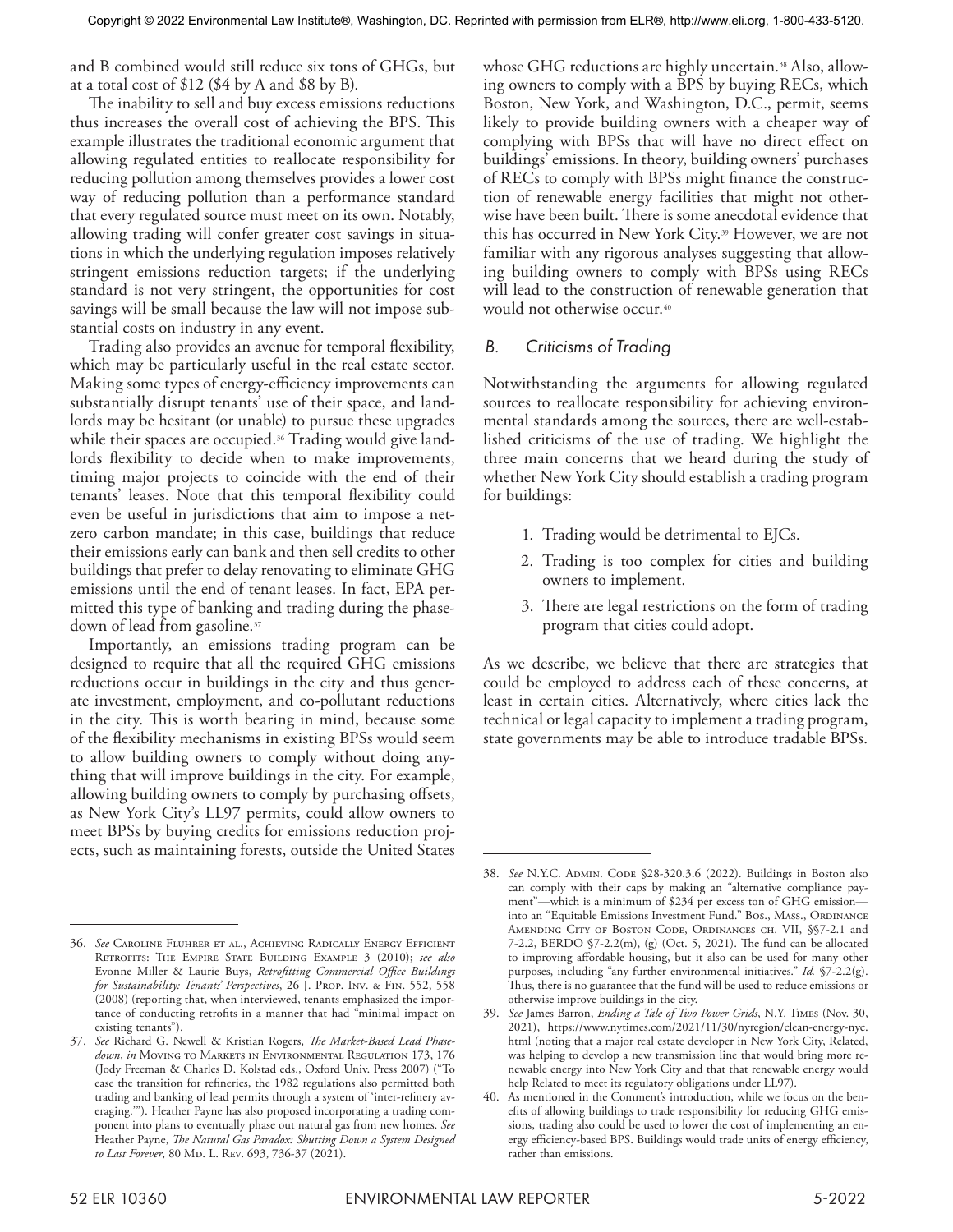and B combined would still reduce six tons of GHGs, but at a total cost of $12 ($4 by A and $8 by B).

The inability to sell and buy excess emissions reductions thus increases the overall cost of achieving the BPS. This example illustrates the traditional economic argument that allowing regulated entities to reallocate responsibility for reducing pollution among themselves provides a lower cost way of reducing pollution than a performance standard that every regulated source must meet on its own. Notably, allowing trading will confer greater cost savings in situations in which the underlying regulation imposes relatively stringent emissions reduction targets; if the underlying standard is not very stringent, the opportunities for cost savings will be small because the law will not impose substantial costs on industry in any event.

Trading also provides an avenue for temporal flexibility, which may be particularly useful in the real estate sector. Making some types of energy-efficiency improvements can substantially disrupt tenants' use of their space, and landlords may be hesitant (or unable) to pursue these upgrades while their spaces are occupied.[36] Trading would give landlords flexibility to decide when to make improvements, timing major projects to coincide with the end of their tenants' leases. Note that this temporal flexibility could even be useful in jurisdictions that aim to impose a net-zero carbon mandate; in this case, buildings that reduce their emissions early can bank and then sell credits to other buildings that prefer to delay renovating to eliminate GHG emissions until the end of tenant leases. In fact, EPA permitted this type of banking and trading during the phase-down of lead from gasoline.[37]

Importantly, an emissions trading program can be designed to require that all the required GHG emissions reductions occur in buildings in the city and thus generate investment, employment, and co-pollutant reductions in the city. This is worth bearing in mind, because some of the flexibility mechanisms in existing BPSs would seem to allow building owners to comply without doing anything that will improve buildings in the city. For example, allowing building owners to comply by purchasing offsets, as New York City's LL97 permits, could allow owners to meet BPSs by buying credits for emissions reduction projects, such as maintaining forests, outside the United States whose GHG reductions are highly uncertain.[38] Also, allowing owners to comply with a BPS by buying RECs, which Boston, New York, and Washington, D.C., permit, seems likely to provide building owners with a cheaper way of complying with BPSs that will have no direct effect on buildings' emissions. In theory, building owners' purchases of RECs to comply with BPSs might finance the construction of renewable energy facilities that might not otherwise have been built. There is some anecdotal evidence that this has occurred in New York City.[39] However, we are not familiar with any rigorous analyses suggesting that allowing building owners to comply with BPSs using RECs will lead to the construction of renewable generation that would not otherwise occur.[40]

## B. Criticisms of Trading

Notwithstanding the arguments for allowing regulated sources to reallocate responsibility for achieving environmental standards among the sources, there are well-established criticisms of the use of trading. We highlight the three main concerns that we heard during the study of whether New York City should establish a trading program for buildings:

1. Trading would be detrimental to EJCs.
2. Trading is too complex for cities and building owners to implement.
3. There are legal restrictions on the form of trading program that cities could adopt.

As we describe, we believe that there are strategies that could be employed to address each of these concerns, at least in certain cities. Alternatively, where cities lack the technical or legal capacity to implement a trading program, state governments may be able to introduce tradable BPSs.

---

36. *See* Caroline Fluhrer et al., Achieving Radically Energy Efficient Retrofits: The Empire State Building Example 3 (2010); *see also* Evonne Miller & Laurie Buys, *Retrofitting Commercial Office Buildings for Sustainability: Tenants' Perspectives*, 26 J. Prop. Inv. & Fin. 552, 558 (2008) (reporting that, when interviewed, tenants emphasized the importance of conducting retrofits in a manner that had "minimal impact on existing tenants").

37. *See* Richard G. Newell & Kristian Rogers, *The Market-Based Lead Phasedown*, *in* Moving to Markets in Environmental Regulation 173, 176 (Jody Freeman & Charles D. Kolstad eds., Oxford Univ. Press 2007) ("To ease the transition for refineries, the 1982 regulations also permitted both trading and banking of lead permits through a system of 'inter-refinery averaging.'"). Heather Payne has also proposed incorporating a trading component into plans to eventually phase out natural gas from new homes. *See* Heather Payne, *The Natural Gas Paradox: Shutting Down a System Designed to Last Forever*, 80 Md. L. Rev. 693, 736-37 (2021).

38. *See* N.Y.C. Admin. Code §28-320.3.6 (2022). Buildings in Boston also can comply with their caps by making an "alternative compliance payment"—which is a minimum of $234 per excess ton of GHG emission—into an "Equitable Emissions Investment Fund." Bos., Mass., Ordinance Amending City of Boston Code, Ordinances ch. VII, §§7-2.1 and 7-2.2, BERDO §7-2.2(m), (g) (Oct. 5, 2021). The fund can be allocated to improving affordable housing, but it also can be used for many other purposes, including "any further environmental initiatives." *Id.* §7-2.2(g). Thus, there is no guarantee that the fund will be used to reduce emissions or otherwise improve buildings in the city.

39. *See* James Barron, *Ending a Tale of Two Power Grids*, N.Y. Times (Nov. 30, 2021), https://www.nytimes.com/2021/11/30/nyregion/clean-energy-nyc.html (noting that a major real estate developer in New York City, Related, was helping to develop a new transmission line that would bring more renewable energy into New York City and that that renewable energy would help Related to meet its regulatory obligations under LL97).

40. As mentioned in the Comment's introduction, while we focus on the benefits of allowing buildings to trade responsibility for reducing GHG emissions, trading also could be used to lower the cost of implementing an energy efficiency-based BPS. Buildings would trade units of energy efficiency, rather than emissions.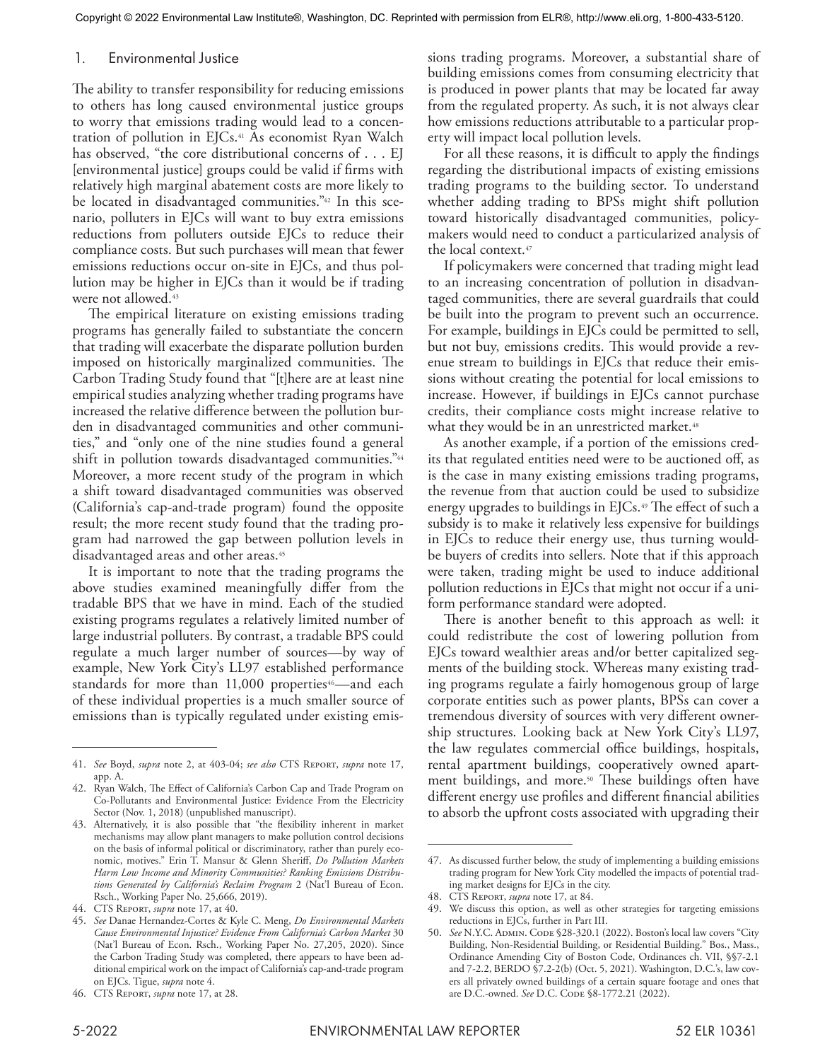### 1. Environmental Justice

The ability to transfer responsibility for reducing emissions to others has long caused environmental justice groups to worry that emissions trading would lead to a concentration of pollution in EJCs.[41] As economist Ryan Walch has observed, "the core distributional concerns of . . . EJ [environmental justice] groups could be valid if firms with relatively high marginal abatement costs are more likely to be located in disadvantaged communities."[42] In this scenario, polluters in EJCs will want to buy extra emissions reductions from polluters outside EJCs to reduce their compliance costs. But such purchases will mean that fewer emissions reductions occur on-site in EJCs, and thus pollution may be higher in EJCs than it would be if trading were not allowed.[43]

The empirical literature on existing emissions trading programs has generally failed to substantiate the concern that trading will exacerbate the disparate pollution burden imposed on historically marginalized communities. The Carbon Trading Study found that "[t]here are at least nine empirical studies analyzing whether trading programs have increased the relative difference between the pollution burden in disadvantaged communities and other communities," and "only one of the nine studies found a general shift in pollution towards disadvantaged communities."[44] Moreover, a more recent study of the program in which a shift toward disadvantaged communities was observed (California's cap-and-trade program) found the opposite result; the more recent study found that the trading program had narrowed the gap between pollution levels in disadvantaged areas and other areas.[45]

It is important to note that the trading programs the above studies examined meaningfully differ from the tradable BPS that we have in mind. Each of the studied existing programs regulates a relatively limited number of large industrial polluters. By contrast, a tradable BPS could regulate a much larger number of sources—by way of example, New York City's LL97 established performance standards for more than 11,000 properties[46]—and each of these individual properties is a much smaller source of emissions than is typically regulated under existing emissions trading programs. Moreover, a substantial share of building emissions comes from consuming electricity that is produced in power plants that may be located far away from the regulated property. As such, it is not always clear how emissions reductions attributable to a particular property will impact local pollution levels.

For all these reasons, it is difficult to apply the findings regarding the distributional impacts of existing emissions trading programs to the building sector. To understand whether adding trading to BPSs might shift pollution toward historically disadvantaged communities, policymakers would need to conduct a particularized analysis of the local context.[47]

If policymakers were concerned that trading might lead to an increasing concentration of pollution in disadvantaged communities, there are several guardrails that could be built into the program to prevent such an occurrence. For example, buildings in EJCs could be permitted to sell, but not buy, emissions credits. This would provide a revenue stream to buildings in EJCs that reduce their emissions without creating the potential for local emissions to increase. However, if buildings in EJCs cannot purchase credits, their compliance costs might increase relative to what they would be in an unrestricted market.[48]

As another example, if a portion of the emissions credits that regulated entities need were to be auctioned off, as is the case in many existing emissions trading programs, the revenue from that auction could be used to subsidize energy upgrades to buildings in EJCs.[49] The effect of such a subsidy is to make it relatively less expensive for buildings in EJCs to reduce their energy use, thus turning would-be buyers of credits into sellers. Note that if this approach were taken, trading might be used to induce additional pollution reductions in EJCs that might not occur if a uniform performance standard were adopted.

There is another benefit to this approach as well: it could redistribute the cost of lowering pollution from EJCs toward wealthier areas and/or better capitalized segments of the building stock. Whereas many existing trading programs regulate a fairly homogenous group of large corporate entities such as power plants, BPSs can cover a tremendous diversity of sources with very different ownership structures. Looking back at New York City's LL97, the law regulates commercial office buildings, hospitals, rental apartment buildings, cooperatively owned apartment buildings, and more.[50] These buildings often have different energy use profiles and different financial abilities to absorb the upfront costs associated with upgrading their

---

41. *See* Boyd, *supra* note 2, at 403-04; *see also* CTS Report, *supra* note 17, app. A.
42. Ryan Walch, The Effect of California's Carbon Cap and Trade Program on Co-Pollutants and Environmental Justice: Evidence From the Electricity Sector (Nov. 1, 2018) (unpublished manuscript).
43. Alternatively, it is also possible that "the flexibility inherent in market mechanisms may allow plant managers to make pollution control decisions on the basis of informal political or discriminatory, rather than purely economic, motives." Erin T. Mansur & Glenn Sheriff, *Do Pollution Markets Harm Low Income and Minority Communities? Ranking Emissions Distributions Generated by California's Reclaim Program* 2 (Nat'l Bureau of Econ. Rsch., Working Paper No. 25,666, 2019).
44. CTS Report, *supra* note 17, at 40.
45. *See* Danae Hernandez-Cortes & Kyle C. Meng, *Do Environmental Markets Cause Environmental Injustice? Evidence From California's Carbon Market* 30 (Nat'l Bureau of Econ. Rsch., Working Paper No. 27,205, 2020). Since the Carbon Trading Study was completed, there appears to have been additional empirical work on the impact of California's cap-and-trade program on EJCs. Tigue, *supra* note 4.
46. CTS Report, *supra* note 17, at 28.
47. As discussed further below, the study of implementing a building emissions trading program for New York City modelled the impacts of potential trading market designs for EJCs in the city.
48. CTS Report, *supra* note 17, at 84.
49. We discuss this option, as well as other strategies for targeting emissions reductions in EJCs, further in Part III.
50. *See* N.Y.C. Admin. Code §28-320.1 (2022). Boston's local law covers "City Building, Non-Residential Building, or Residential Building." Bos., Mass., Ordinance Amending City of Boston Code, Ordinances ch. VII, §§7-2.1 and 7-2.2, BERDO §7.2-2(b) (Oct. 5, 2021). Washington, D.C.'s, law covers all privately owned buildings of a certain square footage and ones that are D.C.-owned. *See* D.C. Code §8-1772.21 (2022).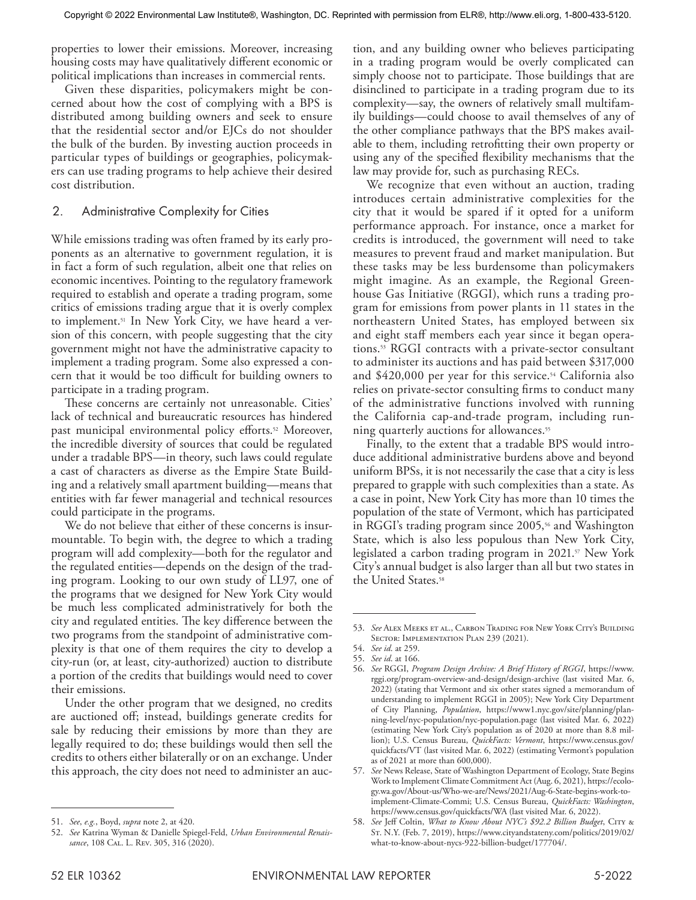properties to lower their emissions. Moreover, increasing housing costs may have qualitatively different economic or political implications than increases in commercial rents.

Given these disparities, policymakers might be concerned about how the cost of complying with a BPS is distributed among building owners and seek to ensure that the residential sector and/or EJCs do not shoulder the bulk of the burden. By investing auction proceeds in particular types of buildings or geographies, policymakers can use trading programs to help achieve their desired cost distribution.

### 2. Administrative Complexity for Cities

While emissions trading was often framed by its early proponents as an alternative to government regulation, it is in fact a form of such regulation, albeit one that relies on economic incentives. Pointing to the regulatory framework required to establish and operate a trading program, some critics of emissions trading argue that it is overly complex to implement.[51] In New York City, we have heard a version of this concern, with people suggesting that the city government might not have the administrative capacity to implement a trading program. Some also expressed a concern that it would be too difficult for building owners to participate in a trading program.

These concerns are certainly not unreasonable. Cities' lack of technical and bureaucratic resources has hindered past municipal environmental policy efforts.[52] Moreover, the incredible diversity of sources that could be regulated under a tradable BPS—in theory, such laws could regulate a cast of characters as diverse as the Empire State Building and a relatively small apartment building—means that entities with far fewer managerial and technical resources could participate in the programs.

We do not believe that either of these concerns is insurmountable. To begin with, the degree to which a trading program will add complexity—both for the regulator and the regulated entities—depends on the design of the trading program. Looking to our own study of LL97, one of the programs that we designed for New York City would be much less complicated administratively for both the city and regulated entities. The key difference between the two programs from the standpoint of administrative complexity is that one of them requires the city to develop a city-run (or, at least, city-authorized) auction to distribute a portion of the credits that buildings would need to cover their emissions.

Under the other program that we designed, no credits are auctioned off; instead, buildings generate credits for sale by reducing their emissions by more than they are legally required to do; these buildings would then sell the credits to others either bilaterally or on an exchange. Under this approach, the city does not need to administer an auction, and any building owner who believes participating in a trading program would be overly complicated can simply choose not to participate. Those buildings that are disinclined to participate in a trading program due to its complexity—say, the owners of relatively small multifamily buildings—could choose to avail themselves of any of the other compliance pathways that the BPS makes available to them, including retrofitting their own property or using any of the specified flexibility mechanisms that the law may provide for, such as purchasing RECs.

We recognize that even without an auction, trading introduces certain administrative complexities for the city that it would be spared if it opted for a uniform performance approach. For instance, once a market for credits is introduced, the government will need to take measures to prevent fraud and market manipulation. But these tasks may be less burdensome than policymakers might imagine. As an example, the Regional Greenhouse Gas Initiative (RGGI), which runs a trading program for emissions from power plants in 11 states in the northeastern United States, has employed between six and eight staff members each year since it began operations.[53] RGGI contracts with a private-sector consultant to administer its auctions and has paid between $317,000 and $420,000 per year for this service.[54] California also relies on private-sector consulting firms to conduct many of the administrative functions involved with running the California cap-and-trade program, including running quarterly auctions for allowances.[55]

Finally, to the extent that a tradable BPS would introduce additional administrative burdens above and beyond uniform BPSs, it is not necessarily the case that a city is less prepared to grapple with such complexities than a state. As a case in point, New York City has more than 10 times the population of the state of Vermont, which has participated in RGGI's trading program since 2005,[56] and Washington State, which is also less populous than New York City, legislated a carbon trading program in 2021.[57] New York City's annual budget is also larger than all but two states in the United States.[58]

---

51. *See, e.g.*, Boyd, *supra* note 2, at 420.
52. *See* Katrina Wyman & Danielle Spiegel-Feld, *Urban Environmental Renaissance*, 108 Cal. L. Rev. 305, 316 (2020).
53. *See* Alex Meeks et al., Carbon Trading for New York City's Building Sector: Implementation Plan 239 (2021).
54. *See id.* at 259.
55. *See id.* at 166.
56. *See* RGGI, *Program Design Archive: A Brief History of RGGI*, https://www.rggi.org/program-overview-and-design/design-archive (last visited Mar. 6, 2022) (stating that Vermont and six other states signed a memorandum of understanding to implement RGGI in 2005); New York City Department of City Planning, *Population*, https://www1.nyc.gov/site/planning/planning-level/nyc-population/nyc-population.page (last visited Mar. 6, 2022) (estimating New York City's population as of 2020 at more than 8.8 million); U.S. Census Bureau, *QuickFacts: Vermont*, https://www.census.gov/quickfacts/VT (last visited Mar. 6, 2022) (estimating Vermont's population as of 2021 at more than 600,000).
57. *See* News Release, State of Washington Department of Ecology, State Begins Work to Implement Climate Commitment Act (Aug. 6, 2021), https://ecology.wa.gov/About-us/Who-we-are/News/2021/Aug-6-State-begins-work-to-implement-Climate-Commi; U.S. Census Bureau, *QuickFacts: Washington*, https://www.census.gov/quickfacts/WA (last visited Mar. 6, 2022).
58. *See* Jeff Coltin, *What to Know About NYC's $92.2 Billion Budget*, City & St. N.Y. (Feb. 7, 2019), https://www.cityandstateny.com/politics/2019/02/what-to-know-about-nycs-922-billion-budget/177704/.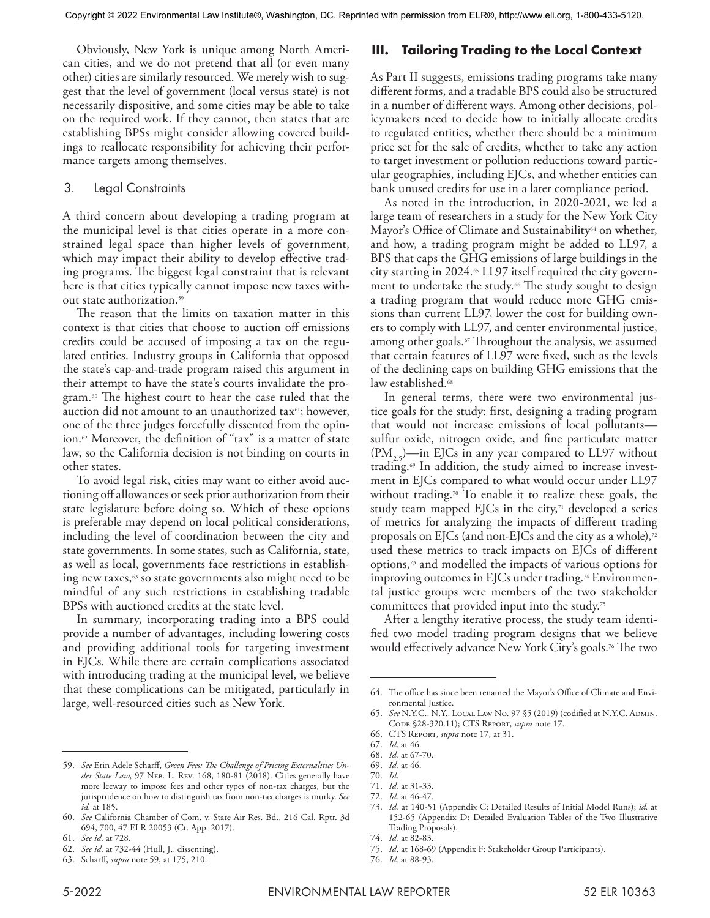Obviously, New York is unique among North American cities, and we do not pretend that all (or even many other) cities are similarly resourced. We merely wish to suggest that the level of government (local versus state) is not necessarily dispositive, and some cities may be able to take on the required work. If they cannot, then states that are establishing BPSs might consider allowing covered buildings to reallocate responsibility for achieving their performance targets among themselves.

### 3. Legal Constraints

A third concern about developing a trading program at the municipal level is that cities operate in a more constrained legal space than higher levels of government, which may impact their ability to develop effective trading programs. The biggest legal constraint that is relevant here is that cities typically cannot impose new taxes without state authorization.[59]

The reason that the limits on taxation matter in this context is that cities that choose to auction off emissions credits could be accused of imposing a tax on the regulated entities. Industry groups in California that opposed the state's cap-and-trade program raised this argument in their attempt to have the state's courts invalidate the program.[60] The highest court to hear the case ruled that the auction did not amount to an unauthorized tax[61]; however, one of the three judges forcefully dissented from the opinion.[62] Moreover, the definition of "tax" is a matter of state law, so the California decision is not binding on courts in other states.

To avoid legal risk, cities may want to either avoid auctioning off allowances or seek prior authorization from their state legislature before doing so. Which of these options is preferable may depend on local political considerations, including the level of coordination between the city and state governments. In some states, such as California, state, as well as local, governments face restrictions in establishing new taxes,[63] so state governments also might need to be mindful of any such restrictions in establishing tradable BPSs with auctioned credits at the state level.

In summary, incorporating trading into a BPS could provide a number of advantages, including lowering costs and providing additional tools for targeting investment in EJCs. While there are certain complications associated with introducing trading at the municipal level, we believe that these complications can be mitigated, particularly in large, well-resourced cities such as New York.

## III. Tailoring Trading to the Local Context

As Part II suggests, emissions trading programs take many different forms, and a tradable BPS could also be structured in a number of different ways. Among other decisions, policymakers need to decide how to initially allocate credits to regulated entities, whether there should be a minimum price set for the sale of credits, whether to take any action to target investment or pollution reductions toward particular geographies, including EJCs, and whether entities can bank unused credits for use in a later compliance period.

As noted in the introduction, in 2020-2021, we led a large team of researchers in a study for the New York City Mayor's Office of Climate and Sustainability[64] on whether, and how, a trading program might be added to LL97, a BPS that caps the GHG emissions of large buildings in the city starting in 2024.[65] LL97 itself required the city government to undertake the study.[66] The study sought to design a trading program that would reduce more GHG emissions than current LL97, lower the cost for building owners to comply with LL97, and center environmental justice, among other goals.[67] Throughout the analysis, we assumed that certain features of LL97 were fixed, such as the levels of the declining caps on building GHG emissions that the law established.[68]

In general terms, there were two environmental justice goals for the study: first, designing a trading program that would not increase emissions of local pollutants—sulfur oxide, nitrogen oxide, and fine particulate matter ($PM_{2.5}$)—in EJCs in any year compared to LL97 without trading.[69] In addition, the study aimed to increase investment in EJCs compared to what would occur under LL97 without trading.[70] To enable it to realize these goals, the study team mapped EJCs in the city,[71] developed a series of metrics for analyzing the impacts of different trading proposals on EJCs (and non-EJCs and the city as a whole),[72] used these metrics to track impacts on EJCs of different options,[73] and modelled the impacts of various options for improving outcomes in EJCs under trading.[74] Environmental justice groups were members of the two stakeholder committees that provided input into the study.[75]

After a lengthy iterative process, the study team identified two model trading program designs that we believe would effectively advance New York City's goals.[76] The two

---

59. *See* Erin Adele Scharff, *Green Fees: The Challenge of Pricing Externalities Under State Law*, 97 Neb. L. Rev. 168, 180-81 (2018). Cities generally have more leeway to impose fees and other types of non-tax charges, but the jurisprudence on how to distinguish tax from non-tax charges is murky. *See id.* at 185.
60. *See* California Chamber of Com. v. State Air Res. Bd., 216 Cal. Rptr. 3d 694, 700, 47 ELR 20053 (Ct. App. 2017).
61. *See id*. at 728.
62. *See id*. at 732-44 (Hull, J., dissenting).
63. Scharff, *supra* note 59, at 175, 210.
64. The office has since been renamed the Mayor's Office of Climate and Environmental Justice.
65. *See* N.Y.C., N.Y., Local Law No. 97 §5 (2019) (codified at N.Y.C. Admin. Code §28-320.11); CTS Report, *supra* note 17.
66. CTS Report, *supra* note 17, at 31.
67. *Id*. at 46.
68. *Id*. at 67-70.
69. *Id.* at 46.
70. *Id*.
71. *Id*. at 31-33.
72. *Id*. at 46-47.
73. *Id*. at 140-51 (Appendix C: Detailed Results of Initial Model Runs); *id.* at 152-65 (Appendix D: Detailed Evaluation Tables of the Two Illustrative Trading Proposals).
74. *Id.* at 82-83.
75. *Id*. at 168-69 (Appendix F: Stakeholder Group Participants).
76. *Id.* at 88-93.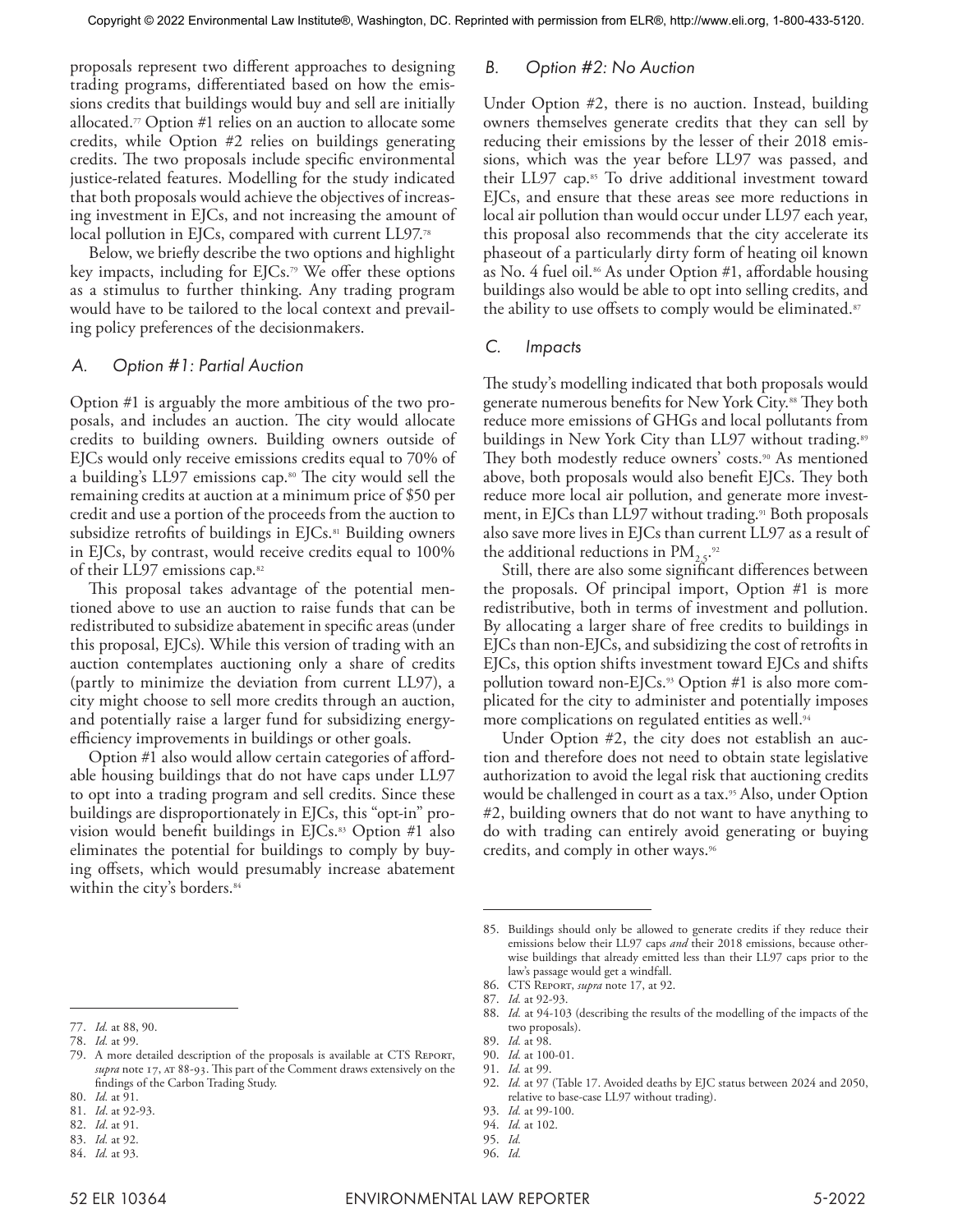proposals represent two different approaches to designing trading programs, differentiated based on how the emissions credits that buildings would buy and sell are initially allocated.[77] Option #1 relies on an auction to allocate some credits, while Option #2 relies on buildings generating credits. The two proposals include specific environmental justice-related features. Modelling for the study indicated that both proposals would achieve the objectives of increasing investment in EJCs, and not increasing the amount of local pollution in EJCs, compared with current LL97.[78]

Below, we briefly describe the two options and highlight key impacts, including for EJCs.[79] We offer these options as a stimulus to further thinking. Any trading program would have to be tailored to the local context and prevailing policy preferences of the decisionmakers.

### A. Option #1: Partial Auction

Option #1 is arguably the more ambitious of the two proposals, and includes an auction. The city would allocate credits to building owners. Building owners outside of EJCs would only receive emissions credits equal to 70% of a building's LL97 emissions cap.[80] The city would sell the remaining credits at auction at a minimum price of $50 per credit and use a portion of the proceeds from the auction to subsidize retrofits of buildings in EJCs.[81] Building owners in EJCs, by contrast, would receive credits equal to 100% of their LL97 emissions cap.[82]

This proposal takes advantage of the potential mentioned above to use an auction to raise funds that can be redistributed to subsidize abatement in specific areas (under this proposal, EJCs). While this version of trading with an auction contemplates auctioning only a share of credits (partly to minimize the deviation from current LL97), a city might choose to sell more credits through an auction, and potentially raise a larger fund for subsidizing energy-efficiency improvements in buildings or other goals.

Option #1 also would allow certain categories of affordable housing buildings that do not have caps under LL97 to opt into a trading program and sell credits. Since these buildings are disproportionately in EJCs, this "opt-in" provision would benefit buildings in EJCs.[83] Option #1 also eliminates the potential for buildings to comply by buying offsets, which would presumably increase abatement within the city's borders.[84]

### B. Option #2: No Auction

Under Option #2, there is no auction. Instead, building owners themselves generate credits that they can sell by reducing their emissions by the lesser of their 2018 emissions, which was the year before LL97 was passed, and their LL97 cap.[85] To drive additional investment toward EJCs, and ensure that these areas see more reductions in local air pollution than would occur under LL97 each year, this proposal also recommends that the city accelerate its phaseout of a particularly dirty form of heating oil known as No. 4 fuel oil.[86] As under Option #1, affordable housing buildings also would be able to opt into selling credits, and the ability to use offsets to comply would be eliminated.[87]

### C. Impacts

The study's modelling indicated that both proposals would generate numerous benefits for New York City.[88] They both reduce more emissions of GHGs and local pollutants from buildings in New York City than LL97 without trading.[89] They both modestly reduce owners' costs.[90] As mentioned above, both proposals would also benefit EJCs. They both reduce more local air pollution, and generate more investment, in EJCs than LL97 without trading.[91] Both proposals also save more lives in EJCs than current LL97 as a result of the additional reductions in $PM_{2.5}$.[92]

Still, there are also some significant differences between the proposals. Of principal import, Option #1 is more redistributive, both in terms of investment and pollution. By allocating a larger share of free credits to buildings in EJCs than non-EJCs, and subsidizing the cost of retrofits in EJCs, this option shifts investment toward EJCs and shifts pollution toward non-EJCs.[93] Option #1 is also more complicated for the city to administer and potentially imposes more complications on regulated entities as well.[94]

Under Option #2, the city does not establish an auction and therefore does not need to obtain state legislative authorization to avoid the legal risk that auctioning credits would be challenged in court as a tax.[95] Also, under Option #2, building owners that do not want to have anything to do with trading can entirely avoid generating or buying credits, and comply in other ways.[96]

---

77. *Id.* at 88, 90.
78. *Id.* at 99.
79. A more detailed description of the proposals is available at CTS Report, *supra* note 17, at 88-93. This part of the Comment draws extensively on the findings of the Carbon Trading Study.
80. *Id.* at 91.
81. *Id.* at 92-93.
82. *Id.* at 91.
83. *Id.* at 92.
84. *Id.* at 93.
85. Buildings should only be allowed to generate credits if they reduce their emissions below their LL97 caps *and* their 2018 emissions, because otherwise buildings that already emitted less than their LL97 caps prior to the law's passage would get a windfall.
86. CTS Report, *supra* note 17, at 92.
87. *Id.* at 92-93.
88. *Id.* at 94-103 (describing the results of the modelling of the impacts of the two proposals).
89. *Id.* at 98.
90. *Id.* at 100-01.
91. *Id.* at 99.
92. *Id.* at 97 (Table 17. Avoided deaths by EJC status between 2024 and 2050, relative to base-case LL97 without trading).
93. *Id.* at 99-100.
94. *Id.* at 102.
95. *Id.*
96. *Id.*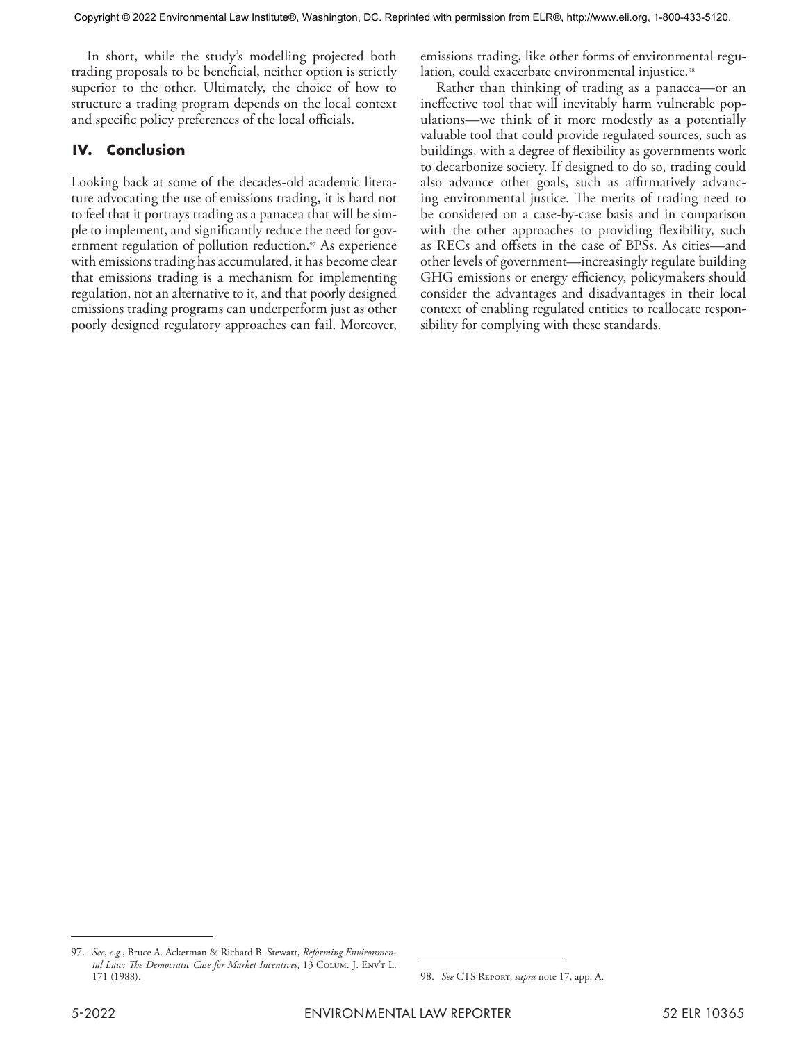In short, while the study's modelling projected both trading proposals to be beneficial, neither option is strictly superior to the other. Ultimately, the choice of how to structure a trading program depends on the local context and specific policy preferences of the local officials.

## IV. Conclusion

Looking back at some of the decades-old academic literature advocating the use of emissions trading, it is hard not to feel that it portrays trading as a panacea that will be simple to implement, and significantly reduce the need for government regulation of pollution reduction.[97] As experience with emissions trading has accumulated, it has become clear that emissions trading is a mechanism for implementing regulation, not an alternative to it, and that poorly designed emissions trading programs can underperform just as other poorly designed regulatory approaches can fail. Moreover, emissions trading, like other forms of environmental regulation, could exacerbate environmental injustice.[98]

Rather than thinking of trading as a panacea—or an ineffective tool that will inevitably harm vulnerable populations—we think of it more modestly as a potentially valuable tool that could provide regulated sources, such as buildings, with a degree of flexibility as governments work to decarbonize society. If designed to do so, trading could also advance other goals, such as affirmatively advancing environmental justice. The merits of trading need to be considered on a case-by-case basis and in comparison with the other approaches to providing flexibility, such as RECs and offsets in the case of BPSs. As cities—and other levels of government—increasingly regulate building GHG emissions or energy efficiency, policymakers should consider the advantages and disadvantages in their local context of enabling regulated entities to reallocate responsibility for complying with these standards.

---

97. *See, e.g.*, Bruce A. Ackerman & Richard B. Stewart, *Reforming Environmental Law: The Democratic Case for Market Incentives*, 13 Colum. J. Env't L. 171 (1988).

98. *See* CTS Report, *supra* note 17, app. A.